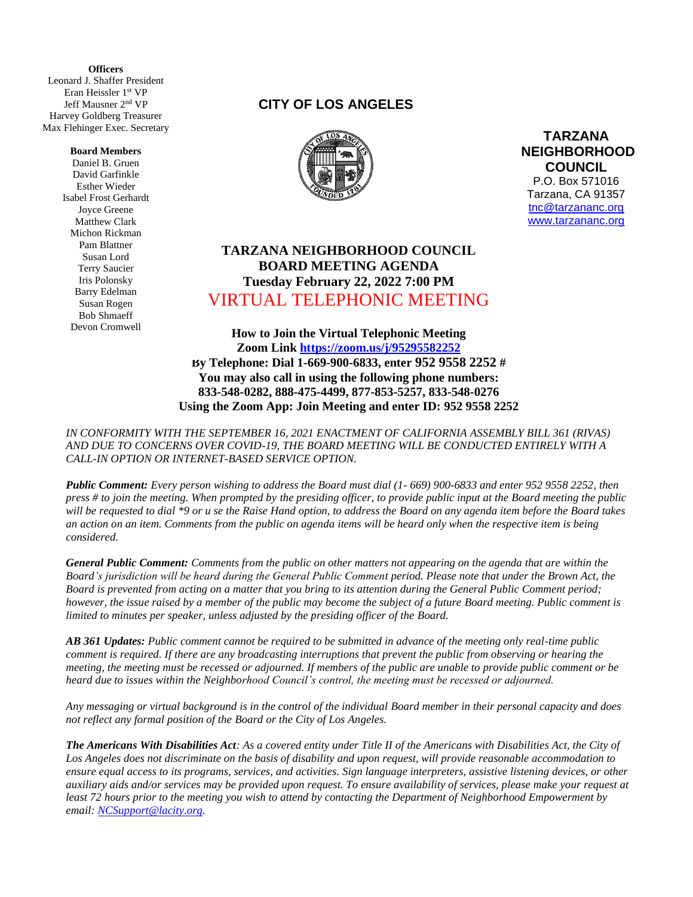**Officers**
Leonard J. Shaffer President
Eran Heissler 1st VP
Jeff Mausner 2nd VP
Harvey Goldberg Treasurer
Max Flehinger Exec. Secretary

**Board Members**
Daniel B. Gruen
David Garfinkle
Esther Wieder
Isabel Frost Gerhardt
Joyce Greene
Matthew Clark
Michon Rickman
Pam Blattner
Susan Lord
Terry Saucier
Iris Polonsky
Barry Edelman
Susan Rogen
Bob Shmaeff
Devon Cromwell

**CITY OF LOS ANGELES**

**TARZANA NEIGHBORHOOD COUNCIL**
P.O. Box 571016
Tarzana, CA 91357
tnc@tarzananc.org
www.tarzananc.org

# TARZANA NEIGHBORHOOD COUNCIL BOARD MEETING AGENDA

**Tuesday February 22, 2022 7:00 PM**

## VIRTUAL TELEPHONIC MEETING

**How to Join the Virtual Telephonic Meeting**
**Zoom Link https://zoom.us/j/95295582252**
**By Telephone: Dial 1-669-900-6833, enter 952 9558 2252 #**
**You may also call in using the following phone numbers:**
**833-548-0282, 888-475-4499, 877-853-5257, 833-548-0276**
**Using the Zoom App: Join Meeting and enter ID: 952 9558 2252**

*IN CONFORMITY WITH THE SEPTEMBER 16, 2021 ENACTMENT OF CALIFORNIA ASSEMBLY BILL 361 (RIVAS) AND DUE TO CONCERNS OVER COVID-19, THE BOARD MEETING WILL BE CONDUCTED ENTIRELY WITH A CALL-IN OPTION OR INTERNET-BASED SERVICE OPTION.*

***Public Comment:*** *Every person wishing to address the Board must dial (1- 669) 900-6833 and enter 952 9558 2252, then press # to join the meeting. When prompted by the presiding officer, to provide public input at the Board meeting the public will be requested to dial *9 or u se the Raise Hand option, to address the Board on any agenda item before the Board takes an action on an item. Comments from the public on agenda items will be heard only when the respective item is being considered.*

***General Public Comment:*** *Comments from the public on other matters not appearing on the agenda that are within the Board's jurisdiction will be heard during the General Public Comment period. Please note that under the Brown Act, the Board is prevented from acting on a matter that you bring to its attention during the General Public Comment period; however, the issue raised by a member of the public may become the subject of a future Board meeting. Public comment is limited to minutes per speaker, unless adjusted by the presiding officer of the Board.*

***AB 361 Updates:*** *Public comment cannot be required to be submitted in advance of the meeting only real-time public comment is required. If there are any broadcasting interruptions that prevent the public from observing or hearing the meeting, the meeting must be recessed or adjourned. If members of the public are unable to provide public comment or be heard due to issues within the Neighborhood Council's control, the meeting must be recessed or adjourned.*

*Any messaging or virtual background is in the control of the individual Board member in their personal capacity and does not reflect any formal position of the Board or the City of Los Angeles.*

***The Americans With Disabilities Act****: As a covered entity under Title II of the Americans with Disabilities Act, the City of Los Angeles does not discriminate on the basis of disability and upon request, will provide reasonable accommodation to ensure equal access to its programs, services, and activities. Sign language interpreters, assistive listening devices, or other auxiliary aids and/or services may be provided upon request. To ensure availability of services, please make your request at least 72 hours prior to the meeting you wish to attend by contacting the Department of Neighborhood Empowerment by email: NCSupport@lacity.org.*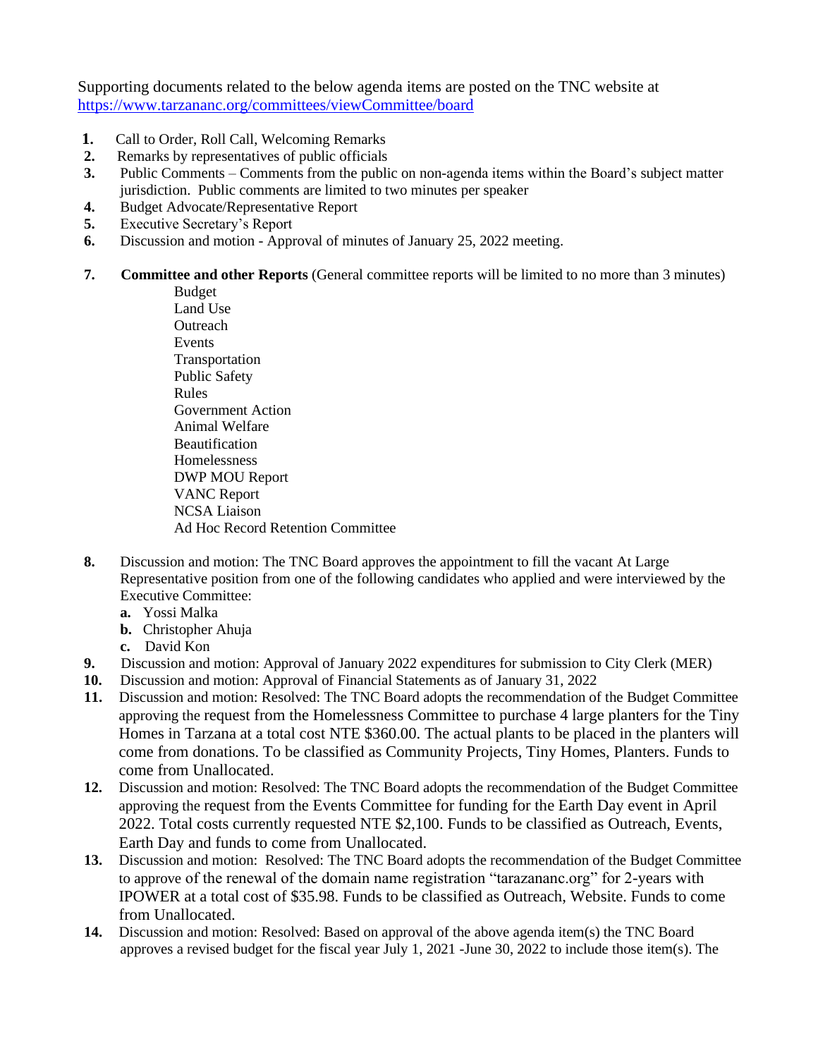Supporting documents related to the below agenda items are posted on the TNC website at https://www.tarzananc.org/committees/viewCommittee/board

1. Call to Order, Roll Call, Welcoming Remarks
2. Remarks by representatives of public officials
3. Public Comments – Comments from the public on non-agenda items within the Board's subject matter jurisdiction. Public comments are limited to two minutes per speaker
4. Budget Advocate/Representative Report
5. Executive Secretary's Report
6. Discussion and motion - Approval of minutes of January 25, 2022 meeting.
7. **Committee and other Reports** (General committee reports will be limited to no more than 3 minutes)
   - Budget
   - Land Use
   - Outreach
   - Events
   - Transportation
   - Public Safety
   - Rules
   - Government Action
   - Animal Welfare
   - Beautification
   - Homelessness
   - DWP MOU Report
   - VANC Report
   - NCSA Liaison
   - Ad Hoc Record Retention Committee
8. Discussion and motion: The TNC Board approves the appointment to fill the vacant At Large Representative position from one of the following candidates who applied and were interviewed by the Executive Committee:
   - **a.** Yossi Malka
   - **b.** Christopher Ahuja
   - **c.** David Kon
9. Discussion and motion: Approval of January 2022 expenditures for submission to City Clerk (MER)
10. Discussion and motion: Approval of Financial Statements as of January 31, 2022
11. Discussion and motion: Resolved: The TNC Board adopts the recommendation of the Budget Committee approving the request from the Homelessness Committee to purchase 4 large planters for the Tiny Homes in Tarzana at a total cost NTE $360.00. The actual plants to be placed in the planters will come from donations. To be classified as Community Projects, Tiny Homes, Planters. Funds to come from Unallocated.
12. Discussion and motion: Resolved: The TNC Board adopts the recommendation of the Budget Committee approving the request from the Events Committee for funding for the Earth Day event in April 2022. Total costs currently requested NTE $2,100. Funds to be classified as Outreach, Events, Earth Day and funds to come from Unallocated.
13. Discussion and motion: Resolved: The TNC Board adopts the recommendation of the Budget Committee to approve of the renewal of the domain name registration "tarazananc.org" for 2-years with IPOWER at a total cost of $35.98. Funds to be classified as Outreach, Website. Funds to come from Unallocated.
14. Discussion and motion: Resolved: Based on approval of the above agenda item(s) the TNC Board approves a revised budget for the fiscal year July 1, 2021 -June 30, 2022 to include those item(s). The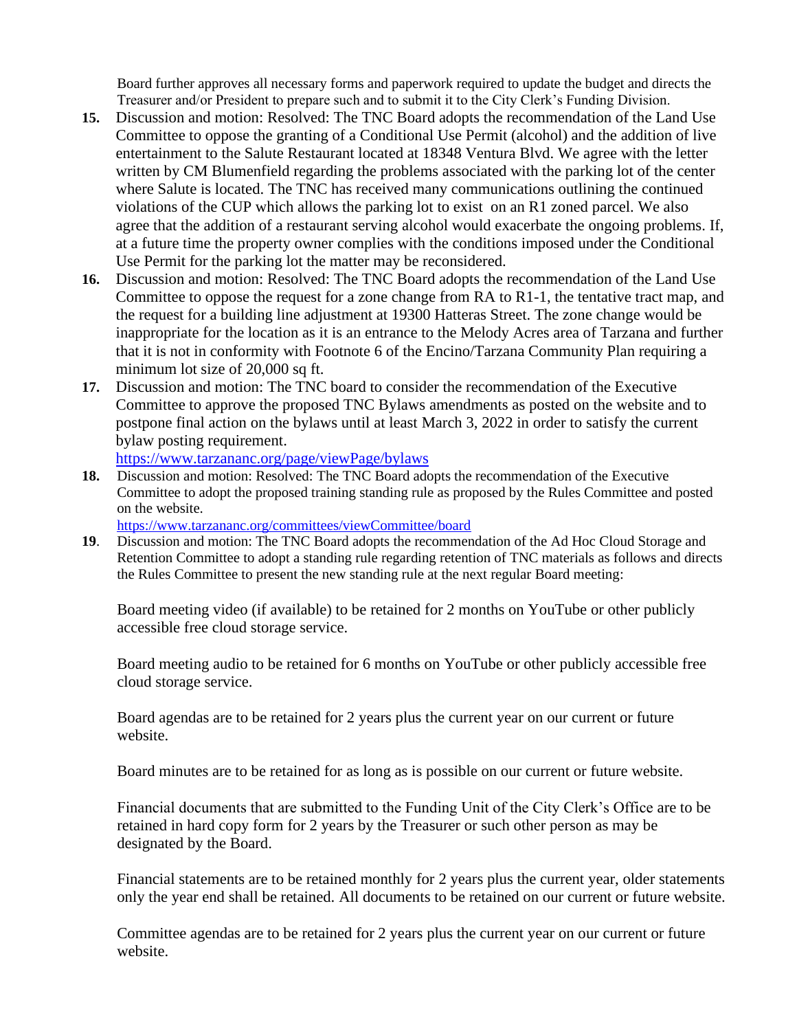Board further approves all necessary forms and paperwork required to update the budget and directs the Treasurer and/or President to prepare such and to submit it to the City Clerk's Funding Division.

15. Discussion and motion: Resolved: The TNC Board adopts the recommendation of the Land Use Committee to oppose the granting of a Conditional Use Permit (alcohol) and the addition of live entertainment to the Salute Restaurant located at 18348 Ventura Blvd. We agree with the letter written by CM Blumenfield regarding the problems associated with the parking lot of the center where Salute is located. The TNC has received many communications outlining the continued violations of the CUP which allows the parking lot to exist on an R1 zoned parcel. We also agree that the addition of a restaurant serving alcohol would exacerbate the ongoing problems. If, at a future time the property owner complies with the conditions imposed under the Conditional Use Permit for the parking lot the matter may be reconsidered.

16. Discussion and motion: Resolved: The TNC Board adopts the recommendation of the Land Use Committee to oppose the request for a zone change from RA to R1-1, the tentative tract map, and the request for a building line adjustment at 19300 Hatteras Street. The zone change would be inappropriate for the location as it is an entrance to the Melody Acres area of Tarzana and further that it is not in conformity with Footnote 6 of the Encino/Tarzana Community Plan requiring a minimum lot size of 20,000 sq ft.

17. Discussion and motion: The TNC board to consider the recommendation of the Executive Committee to approve the proposed TNC Bylaws amendments as posted on the website and to postpone final action on the bylaws until at least March 3, 2022 in order to satisfy the current bylaw posting requirement.
https://www.tarzananc.org/page/viewPage/bylaws

18. Discussion and motion: Resolved: The TNC Board adopts the recommendation of the Executive Committee to adopt the proposed training standing rule as proposed by the Rules Committee and posted on the website.
https://www.tarzananc.org/committees/viewCommittee/board

19. Discussion and motion: The TNC Board adopts the recommendation of the Ad Hoc Cloud Storage and Retention Committee to adopt a standing rule regarding retention of TNC materials as follows and directs the Rules Committee to present the new standing rule at the next regular Board meeting:

    Board meeting video (if available) to be retained for 2 months on YouTube or other publicly accessible free cloud storage service.

    Board meeting audio to be retained for 6 months on YouTube or other publicly accessible free cloud storage service.

    Board agendas are to be retained for 2 years plus the current year on our current or future website.

    Board minutes are to be retained for as long as is possible on our current or future website.

    Financial documents that are submitted to the Funding Unit of the City Clerk's Office are to be retained in hard copy form for 2 years by the Treasurer or such other person as may be designated by the Board.

    Financial statements are to be retained monthly for 2 years plus the current year, older statements only the year end shall be retained. All documents to be retained on our current or future website.

    Committee agendas are to be retained for 2 years plus the current year on our current or future website.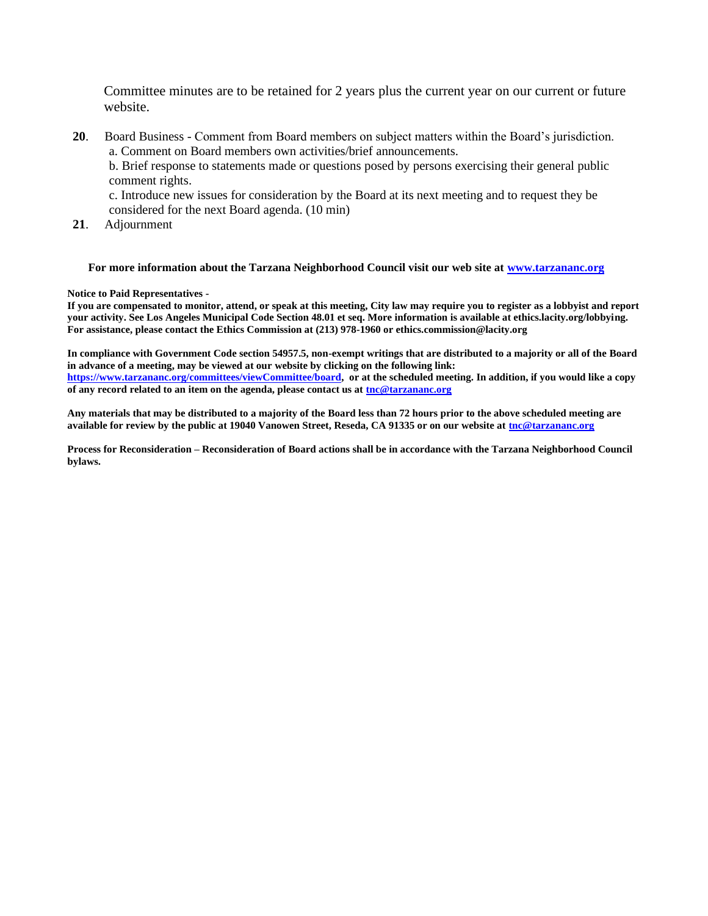Committee minutes are to be retained for 2 years plus the current year on our current or future website.

**20**. Board Business - Comment from Board members on subject matters within the Board's jurisdiction.
a. Comment on Board members own activities/brief announcements.
b. Brief response to statements made or questions posed by persons exercising their general public comment rights.
c. Introduce new issues for consideration by the Board at its next meeting and to request they be considered for the next Board agenda. (10 min)

**21**. Adjournment

**For more information about the Tarzana Neighborhood Council visit our web site at [www.tarzananc.org](http://www.tarzananc.org)**

**Notice to Paid Representatives -**
**If you are compensated to monitor, attend, or speak at this meeting, City law may require you to register as a lobbyist and report your activity. See Los Angeles Municipal Code Section 48.01 et seq. More information is available at ethics.lacity.org/lobbying. For assistance, please contact the Ethics Commission at (213) 978-1960 or ethics.commission@lacity.org**

**In compliance with Government Code section 54957.5, non-exempt writings that are distributed to a majority or all of the Board in advance of a meeting, may be viewed at our website by clicking on the following link: [https://www.tarzananc.org/committees/viewCommittee/board](https://www.tarzananc.org/committees/viewCommittee/board), or at the scheduled meeting. In addition, if you would like a copy of any record related to an item on the agenda, please contact us at [tnc@tarzananc.org](mailto:tnc@tarzananc.org)**

**Any materials that may be distributed to a majority of the Board less than 72 hours prior to the above scheduled meeting are available for review by the public at 19040 Vanowen Street, Reseda, CA 91335 or on our website at [tnc@tarzananc.org](mailto:tnc@tarzananc.org)**

**Process for Reconsideration – Reconsideration of Board actions shall be in accordance with the Tarzana Neighborhood Council bylaws.**